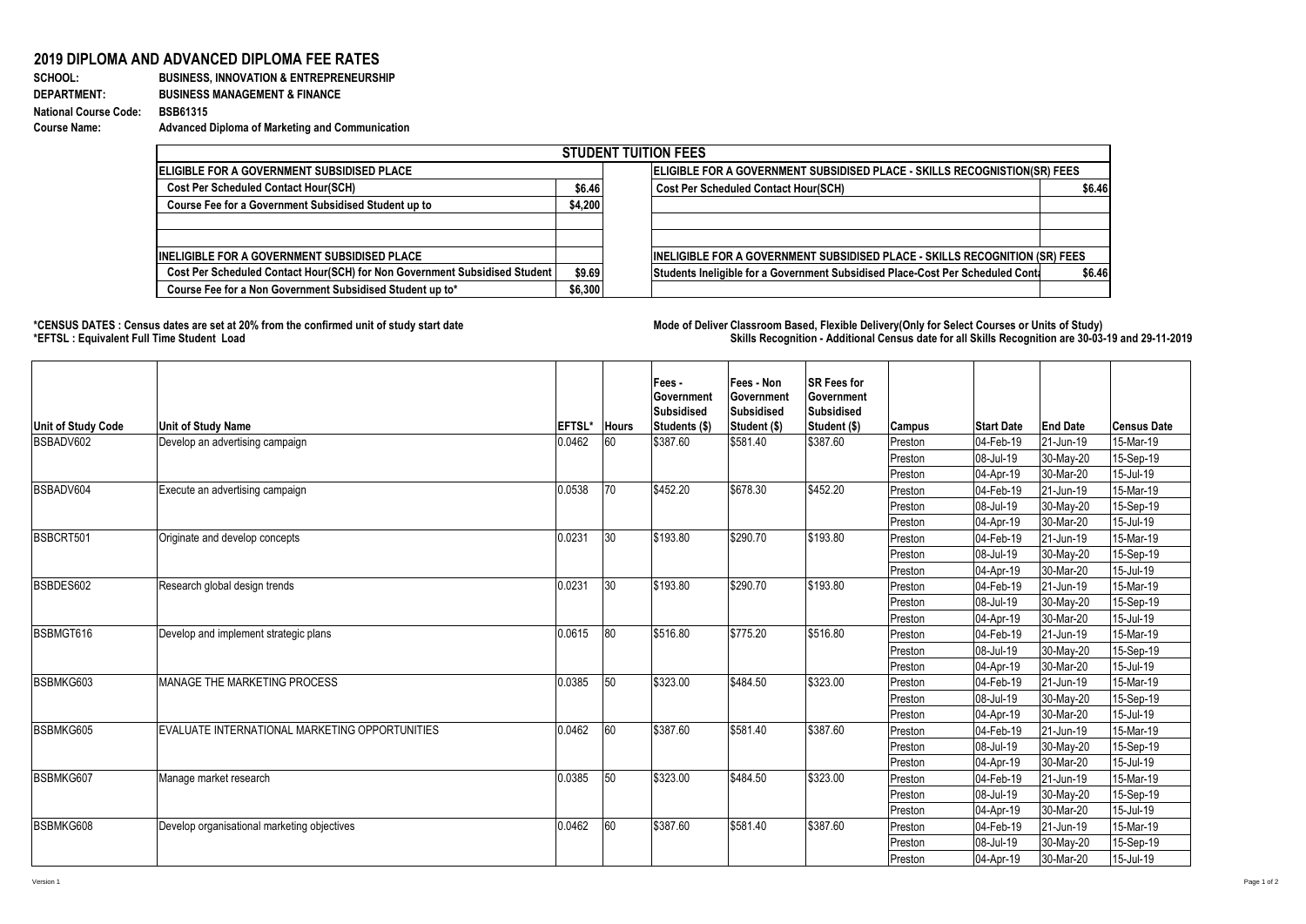## 2019 DIPLOMA AND ADVANCED DIPLOMA FEE RATES

**SCHOOL:** BUSINESS, INNOVATION & ENTREPRENEURSHIP
**DEPARTMENT:** BUSINESS MANAGEMENT & FINANCE
**National Course Code:** BSB61315
**Course Name:** Advanced Diploma of Marketing and Communication

| STUDENT TUITION FEES | | | |
|---|---|---|---|
| **ELIGIBLE FOR A GOVERNMENT SUBSIDISED PLACE** | | **ELIGIBLE FOR A GOVERNMENT SUBSIDISED PLACE - SKILLS RECOGNITION(SR) FEES** | |
| Cost Per Scheduled Contact Hour(SCH) | $6.46 | Cost Per Scheduled Contact Hour(SCH) | $6.46 |
| Course Fee for a Government Subsidised Student up to | $4,200 | | |
| | | | |
| | | | |
| **INELIGIBLE FOR A GOVERNMENT SUBSIDISED PLACE** | | **INELIGIBLE FOR A GOVERNMENT SUBSIDISED PLACE - SKILLS RECOGNITION (SR) FEES** | |
| Cost Per Scheduled Contact Hour(SCH) for Non Government Subsidised Student | $9.69 | Students Ineligible for a Government Subsidised Place-Cost Per Scheduled Conta | $6.46 |
| Course Fee for a Non Government Subsidised Student up to* | $6,300 | | |

**\*CENSUS DATES : Census dates are set at 20% from the confirmed unit of study start date**
**\*EFTSL : Equivalent Full Time Student Load**

**Mode of Deliver Classroom Based, Flexible Delivery(Only for Select Courses or Units of Study)**
**Skills Recognition - Additional Census date for all Skills Recognition are 30-03-19 and 29-11-2019**

| Unit of Study Code | Unit of Study Name | EFTSL* | Hours | Fees - Government Subsidised Students ($) | Fees - Non Government Subsidised Student ($) | SR Fees for Government Subsidised Student ($) | Campus | Start Date | End Date | Census Date |
|---|---|---|---|---|---|---|---|---|---|---|
| BSBADV602 | Develop an advertising campaign | 0.0462 | 60 | $387.60 | $581.40 | $387.60 | Preston | 04-Feb-19 | 21-Jun-19 | 15-Mar-19 |
| | | | | | | | Preston | 08-Jul-19 | 30-May-20 | 15-Sep-19 |
| | | | | | | | Preston | 04-Apr-19 | 30-Mar-20 | 15-Jul-19 |
| BSBADV604 | Execute an advertising campaign | 0.0538 | 70 | $452.20 | $678.30 | $452.20 | Preston | 04-Feb-19 | 21-Jun-19 | 15-Mar-19 |
| | | | | | | | Preston | 08-Jul-19 | 30-May-20 | 15-Sep-19 |
| | | | | | | | Preston | 04-Apr-19 | 30-Mar-20 | 15-Jul-19 |
| BSBCRT501 | Originate and develop concepts | 0.0231 | 30 | $193.80 | $290.70 | $193.80 | Preston | 04-Feb-19 | 21-Jun-19 | 15-Mar-19 |
| | | | | | | | Preston | 08-Jul-19 | 30-May-20 | 15-Sep-19 |
| | | | | | | | Preston | 04-Apr-19 | 30-Mar-20 | 15-Jul-19 |
| BSBDES602 | Research global design trends | 0.0231 | 30 | $193.80 | $290.70 | $193.80 | Preston | 04-Feb-19 | 21-Jun-19 | 15-Mar-19 |
| | | | | | | | Preston | 08-Jul-19 | 30-May-20 | 15-Sep-19 |
| | | | | | | | Preston | 04-Apr-19 | 30-Mar-20 | 15-Jul-19 |
| BSBMGT616 | Develop and implement strategic plans | 0.0615 | 80 | $516.80 | $775.20 | $516.80 | Preston | 04-Feb-19 | 21-Jun-19 | 15-Mar-19 |
| | | | | | | | Preston | 08-Jul-19 | 30-May-20 | 15-Sep-19 |
| | | | | | | | Preston | 04-Apr-19 | 30-Mar-20 | 15-Jul-19 |
| BSBMKG603 | MANAGE THE MARKETING PROCESS | 0.0385 | 50 | $323.00 | $484.50 | $323.00 | Preston | 04-Feb-19 | 21-Jun-19 | 15-Mar-19 |
| | | | | | | | Preston | 08-Jul-19 | 30-May-20 | 15-Sep-19 |
| | | | | | | | Preston | 04-Apr-19 | 30-Mar-20 | 15-Jul-19 |
| BSBMKG605 | EVALUATE INTERNATIONAL MARKETING OPPORTUNITIES | 0.0462 | 60 | $387.60 | $581.40 | $387.60 | Preston | 04-Feb-19 | 21-Jun-19 | 15-Mar-19 |
| | | | | | | | Preston | 08-Jul-19 | 30-May-20 | 15-Sep-19 |
| | | | | | | | Preston | 04-Apr-19 | 30-Mar-20 | 15-Jul-19 |
| BSBMKG607 | Manage market research | 0.0385 | 50 | $323.00 | $484.50 | $323.00 | Preston | 04-Feb-19 | 21-Jun-19 | 15-Mar-19 |
| | | | | | | | Preston | 08-Jul-19 | 30-May-20 | 15-Sep-19 |
| | | | | | | | Preston | 04-Apr-19 | 30-Mar-20 | 15-Jul-19 |
| BSBMKG608 | Develop organisational marketing objectives | 0.0462 | 60 | $387.60 | $581.40 | $387.60 | Preston | 04-Feb-19 | 21-Jun-19 | 15-Mar-19 |
| | | | | | | | Preston | 08-Jul-19 | 30-May-20 | 15-Sep-19 |
| | | | | | | | Preston | 04-Apr-19 | 30-Mar-20 | 15-Jul-19 |

Version 1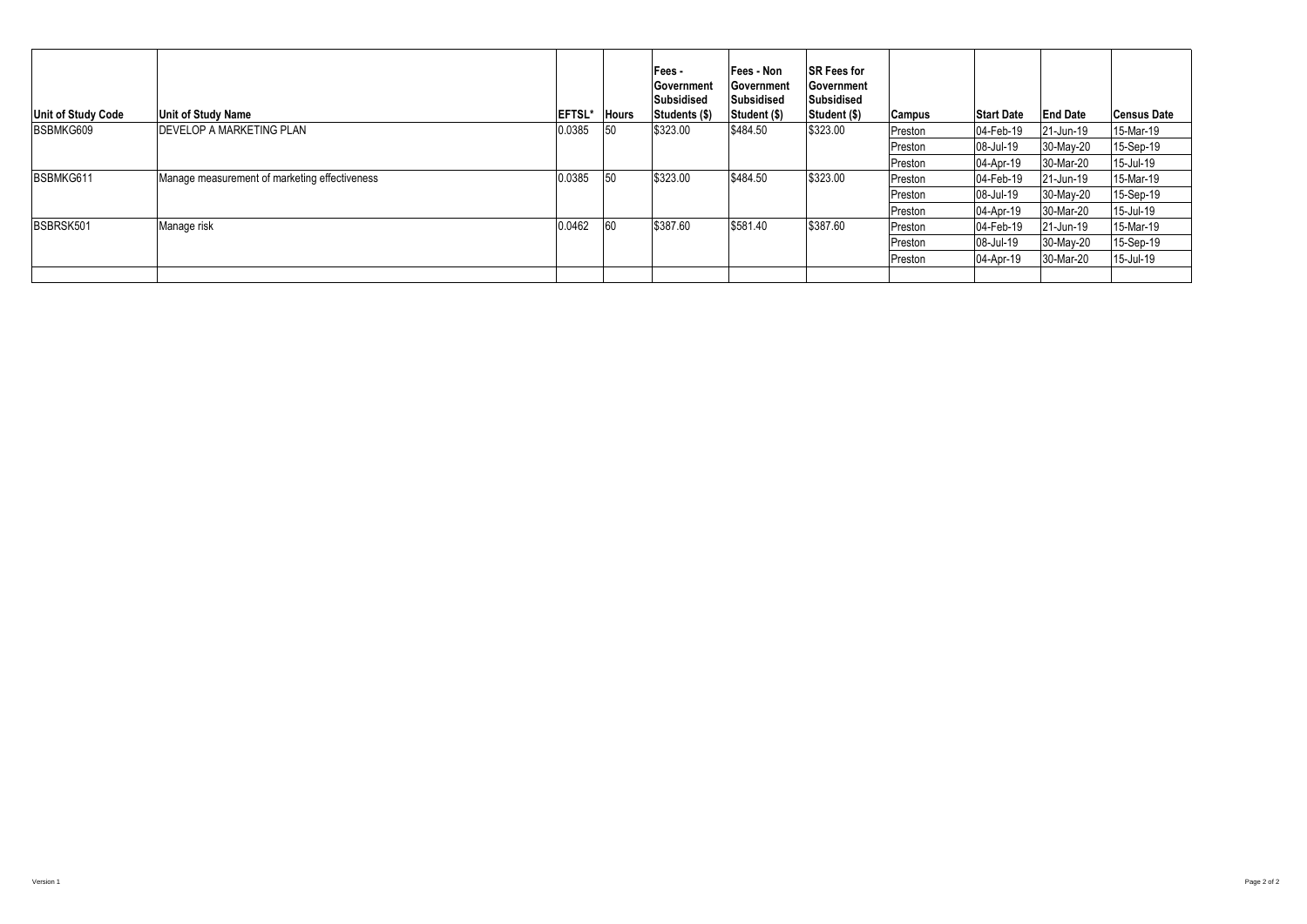| Unit of Study Code | Unit of Study Name | EFTSL* | Hours | Fees - Government Subsidised Students ($) | Fees - Non Government Subsidised Student ($) | SR Fees for Government Subsidised Student ($) | Campus | Start Date | End Date | Census Date |
|---|---|---|---|---|---|---|---|---|---|---|
| BSBMKG609 | DEVELOP A MARKETING PLAN | 0.0385 | 50 | $323.00 | $484.50 | $323.00 | Preston | 04-Feb-19 | 21-Jun-19 | 15-Mar-19 |
| | | | | | | | Preston | 08-Jul-19 | 30-May-20 | 15-Sep-19 |
| | | | | | | | Preston | 04-Apr-19 | 30-Mar-20 | 15-Jul-19 |
| BSBMKG611 | Manage measurement of marketing effectiveness | 0.0385 | 50 | $323.00 | $484.50 | $323.00 | Preston | 04-Feb-19 | 21-Jun-19 | 15-Mar-19 |
| | | | | | | | Preston | 08-Jul-19 | 30-May-20 | 15-Sep-19 |
| | | | | | | | Preston | 04-Apr-19 | 30-Mar-20 | 15-Jul-19 |
| BSBRSK501 | Manage risk | 0.0462 | 60 | $387.60 | $581.40 | $387.60 | Preston | 04-Feb-19 | 21-Jun-19 | 15-Mar-19 |
| | | | | | | | Preston | 08-Jul-19 | 30-May-20 | 15-Sep-19 |
| | | | | | | | Preston | 04-Apr-19 | 30-Mar-20 | 15-Jul-19 |
| | | | | | | | | | | |

Version 1